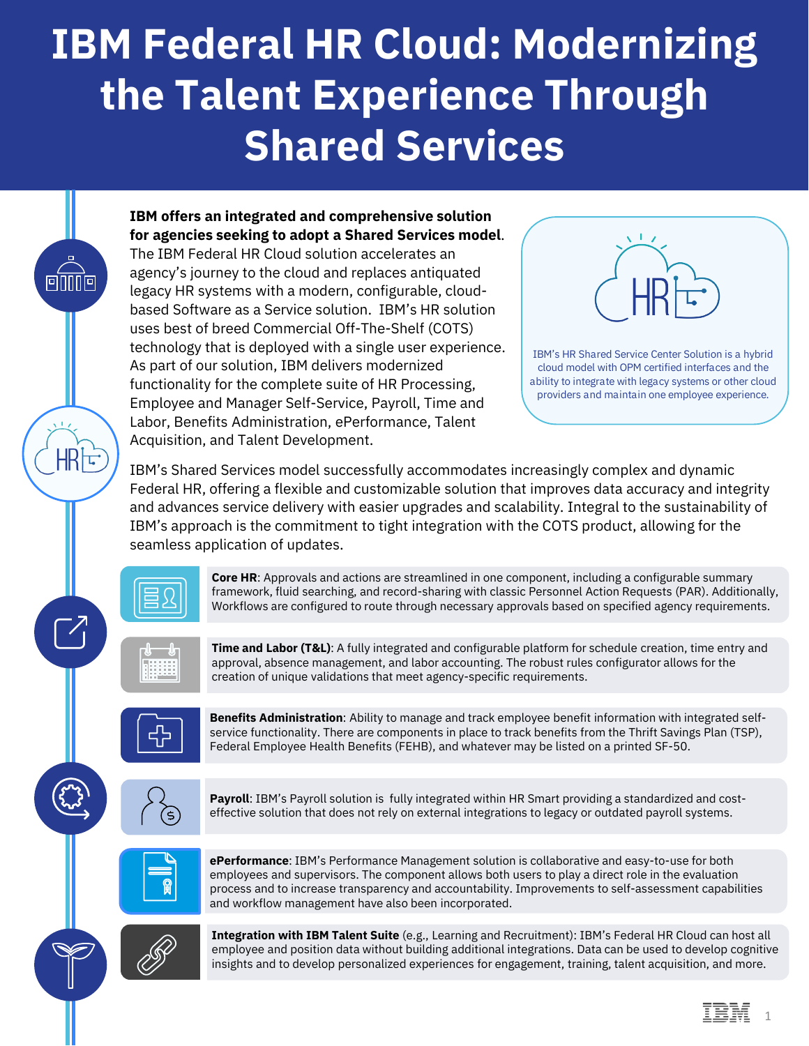# IBM Federal HR Cloud: Modernizing the Talent Experience Through Shared Services

**IBM offers an integrated and comprehensive solution for agencies seeking to adopt a Shared Services model**. The IBM Federal HR Cloud solution accelerates an agency's journey to the cloud and replaces antiquated legacy HR systems with a modern, configurable, cloud-based Software as a Service solution. IBM's HR solution uses best of breed Commercial Off-The-Shelf (COTS) technology that is deployed with a single user experience. As part of our solution, IBM delivers modernized functionality for the complete suite of HR Processing, Employee and Manager Self-Service, Payroll, Time and Labor, Benefits Administration, ePerformance, Talent Acquisition, and Talent Development.

IBM's HR Shared Service Center Solution is a hybrid cloud model with OPM certified interfaces and the ability to integrate with legacy systems or other cloud providers and maintain one employee experience.

IBM's Shared Services model successfully accommodates increasingly complex and dynamic Federal HR, offering a flexible and customizable solution that improves data accuracy and integrity and advances service delivery with easier upgrades and scalability. Integral to the sustainability of IBM's approach is the commitment to tight integration with the COTS product, allowing for the seamless application of updates.

**Core HR**: Approvals and actions are streamlined in one component, including a configurable summary framework, fluid searching, and record-sharing with classic Personnel Action Requests (PAR). Additionally, Workflows are configured to route through necessary approvals based on specified agency requirements.

**Time and Labor (T&L)**: A fully integrated and configurable platform for schedule creation, time entry and approval, absence management, and labor accounting. The robust rules configurator allows for the creation of unique validations that meet agency-specific requirements.

**Benefits Administration**: Ability to manage and track employee benefit information with integrated self-service functionality. There are components in place to track benefits from the Thrift Savings Plan (TSP), Federal Employee Health Benefits (FEHB), and whatever may be listed on a printed SF-50.

**Payroll**: IBM's Payroll solution is fully integrated within HR Smart providing a standardized and cost-effective solution that does not rely on external integrations to legacy or outdated payroll systems.

**ePerformance**: IBM's Performance Management solution is collaborative and easy-to-use for both employees and supervisors. The component allows both users to play a direct role in the evaluation process and to increase transparency and accountability. Improvements to self-assessment capabilities and workflow management have also been incorporated.

**Integration with IBM Talent Suite** (e.g., Learning and Recruitment): IBM's Federal HR Cloud can host all employee and position data without building additional integrations. Data can be used to develop cognitive insights and to develop personalized experiences for engagement, training, talent acquisition, and more.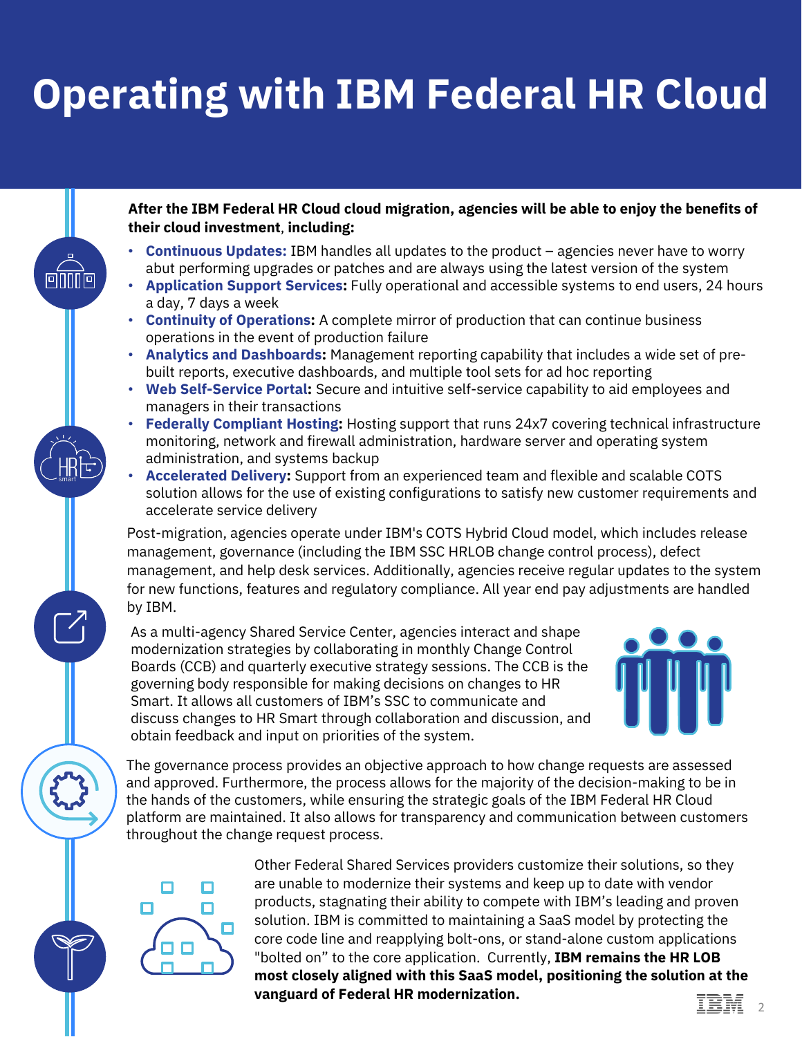# Operating with IBM Federal HR Cloud

**After the IBM Federal HR Cloud cloud migration, agencies will be able to enjoy the benefits of their cloud investment, including:**

- **Continuous Updates:** IBM handles all updates to the product – agencies never have to worry abut performing upgrades or patches and are always using the latest version of the system
- **Application Support Services:** Fully operational and accessible systems to end users, 24 hours a day, 7 days a week
- **Continuity of Operations:** A complete mirror of production that can continue business operations in the event of production failure
- **Analytics and Dashboards:** Management reporting capability that includes a wide set of pre-built reports, executive dashboards, and multiple tool sets for ad hoc reporting
- **Web Self-Service Portal:** Secure and intuitive self-service capability to aid employees and managers in their transactions
- **Federally Compliant Hosting:** Hosting support that runs 24x7 covering technical infrastructure monitoring, network and firewall administration, hardware server and operating system administration, and systems backup
- **Accelerated Delivery:** Support from an experienced team and flexible and scalable COTS solution allows for the use of existing configurations to satisfy new customer requirements and accelerate service delivery

Post-migration, agencies operate under IBM's COTS Hybrid Cloud model, which includes release management, governance (including the IBM SSC HRLOB change control process), defect management, and help desk services. Additionally, agencies receive regular updates to the system for new functions, features and regulatory compliance. All year end pay adjustments are handled by IBM.

As a multi-agency Shared Service Center, agencies interact and shape modernization strategies by collaborating in monthly Change Control Boards (CCB) and quarterly executive strategy sessions. The CCB is the governing body responsible for making decisions on changes to HR Smart. It allows all customers of IBM's SSC to communicate and discuss changes to HR Smart through collaboration and discussion, and obtain feedback and input on priorities of the system.

The governance process provides an objective approach to how change requests are assessed and approved. Furthermore, the process allows for the majority of the decision-making to be in the hands of the customers, while ensuring the strategic goals of the IBM Federal HR Cloud platform are maintained. It also allows for transparency and communication between customers throughout the change request process.

Other Federal Shared Services providers customize their solutions, so they are unable to modernize their systems and keep up to date with vendor products, stagnating their ability to compete with IBM's leading and proven solution. IBM is committed to maintaining a SaaS model by protecting the core code line and reapplying bolt-ons, or stand-alone custom applications "bolted on" to the core application. Currently, **IBM remains the HR LOB most closely aligned with this SaaS model, positioning the solution at the vanguard of Federal HR modernization.**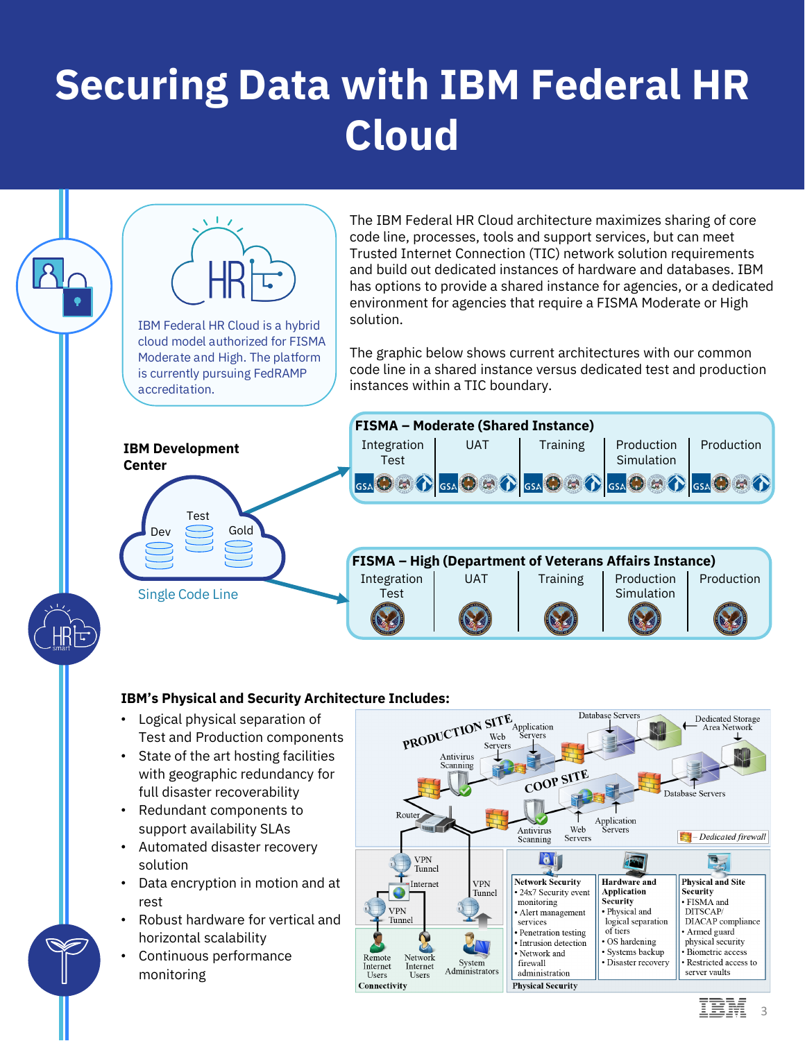# Securing Data with IBM Federal HR Cloud

IBM Federal HR Cloud is a hybrid cloud model authorized for FISMA Moderate and High. The platform is currently pursuing FedRAMP accreditation.

The IBM Federal HR Cloud architecture maximizes sharing of core code line, processes, tools and support services, but can meet Trusted Internet Connection (TIC) network solution requirements and build out dedicated instances of hardware and databases. IBM has options to provide a shared instance for agencies, or a dedicated environment for agencies that require a FISMA Moderate or High solution.

The graphic below shows current architectures with our common code line in a shared instance versus dedicated test and production instances within a TIC boundary.

**IBM Development Center**

Dev | Test | Gold

Single Code Line

**FISMA – Moderate (Shared Instance)**

| Integration Test | UAT | Training | Production Simulation | Production |
|---|---|---|---|---|

**FISMA – High (Department of Veterans Affairs Instance)**

| Integration Test | UAT | Training | Production Simulation | Production |
|---|---|---|---|---|

**IBM's Physical and Security Architecture Includes:**

- Logical physical separation of Test and Production components
- State of the art hosting facilities with geographic redundancy for full disaster recoverability
- Redundant components to support availability SLAs
- Automated disaster recovery solution
- Data encryption in motion and at rest
- Robust hardware for vertical and horizontal scalability
- Continuous performance monitoring

PRODUCTION SITE: Web Servers, Application Servers, Database Servers, Dedicated Storage Area Network, Antivirus Scanning

COOP SITE: Antivirus Scanning, Web Servers, Application Servers, Database Servers

Router

Dedicated firewall

**Connectivity**: VPN Tunnel, Internet, VPN Tunnel, VPN Tunnel, Remote Internet Users, Network Internet Users, System Administrators

**Physical Security**

**Network Security**
- 24x7 Security event monitoring
- Alert management services
- Penetration testing
- Intrusion detection
- Network and firewall administration

**Hardware and Application Security**
- Physical and logical separation of tiers
- OS hardening
- Systems backup
- Disaster recovery

**Physical and Site Security**
- FISMA and DITSCAP/ DIACAP compliance
- Armed guard physical security
- Biometric access
- Restricted access to server vaults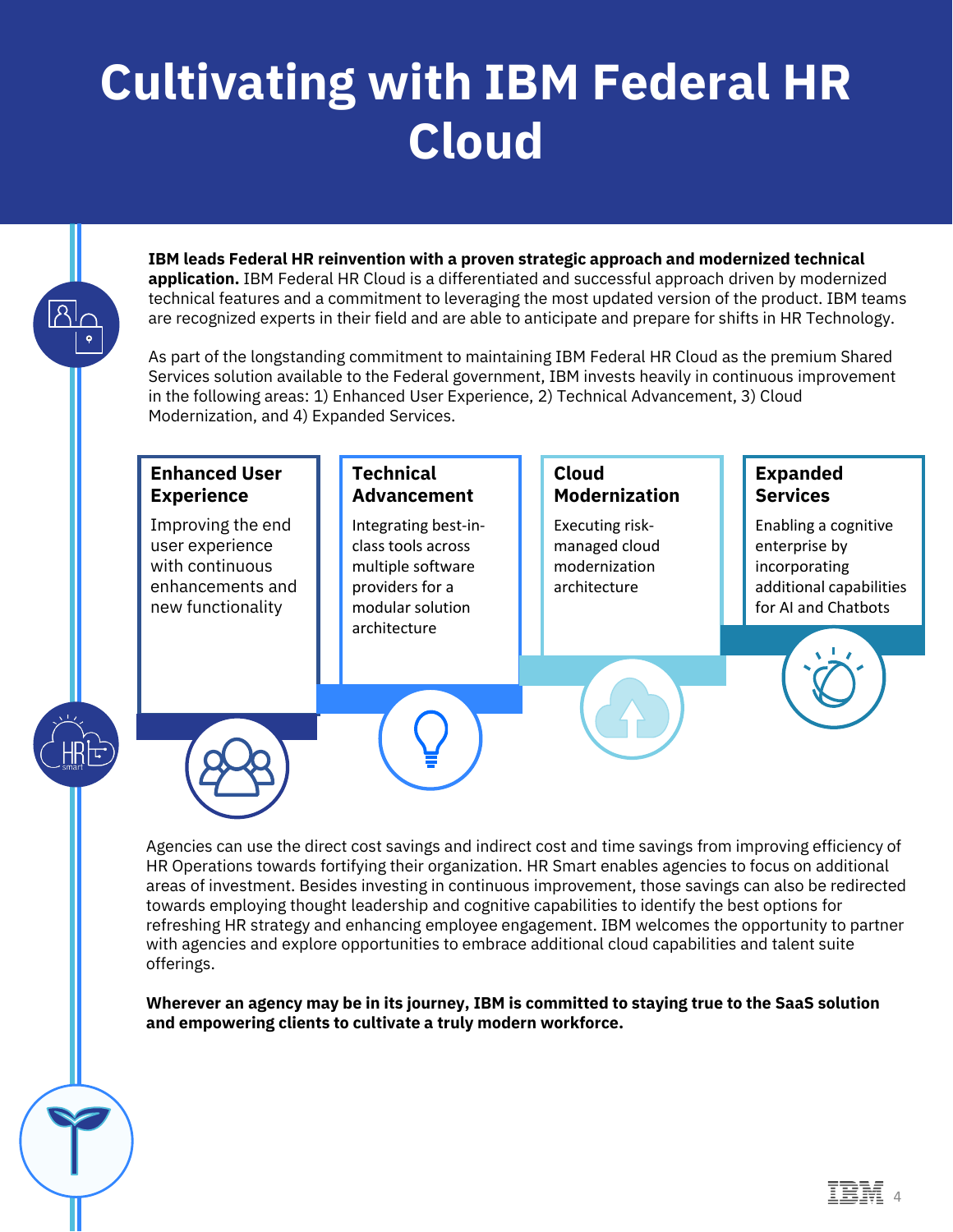# Cultivating with IBM Federal HR Cloud

**IBM leads Federal HR reinvention with a proven strategic approach and modernized technical application.** IBM Federal HR Cloud is a differentiated and successful approach driven by modernized technical features and a commitment to leveraging the most updated version of the product. IBM teams are recognized experts in their field and are able to anticipate and prepare for shifts in HR Technology.

As part of the longstanding commitment to maintaining IBM Federal HR Cloud as the premium Shared Services solution available to the Federal government, IBM invests heavily in continuous improvement in the following areas: 1) Enhanced User Experience, 2) Technical Advancement, 3) Cloud Modernization, and 4) Expanded Services.

**Enhanced User Experience**
Improving the end user experience with continuous enhancements and new functionality

**Technical Advancement**
Integrating best-in-class tools across multiple software providers for a modular solution architecture

**Cloud Modernization**
Executing risk-managed cloud modernization architecture

**Expanded Services**
Enabling a cognitive enterprise by incorporating additional capabilities for AI and Chatbots

Agencies can use the direct cost savings and indirect cost and time savings from improving efficiency of HR Operations towards fortifying their organization. HR Smart enables agencies to focus on additional areas of investment. Besides investing in continuous improvement, those savings can also be redirected towards employing thought leadership and cognitive capabilities to identify the best options for refreshing HR strategy and enhancing employee engagement. IBM welcomes the opportunity to partner with agencies and explore opportunities to embrace additional cloud capabilities and talent suite offerings.

**Wherever an agency may be in its journey, IBM is committed to staying true to the SaaS solution and empowering clients to cultivate a truly modern workforce.**